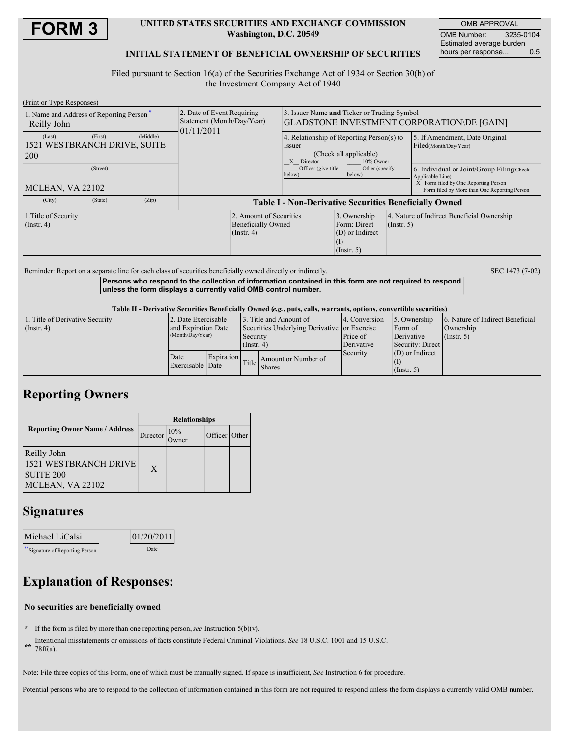# FORM 3

**UNITED STATES SECURITIES AND EXCHANGE COMMISSION**
**Washington, D.C. 20549**

| OMB APPROVAL | |
|---|---|
| OMB Number: | 3235-0104 |
| Estimated average burden hours per response... | 0.5 |

## INITIAL STATEMENT OF BENEFICIAL OWNERSHIP OF SECURITIES

Filed pursuant to Section 16(a) of the Securities Exchange Act of 1934 or Section 30(h) of the Investment Company Act of 1940

(Print or Type Responses)

| 1. Name and Address of Reporting Person* | 2. Date of Event Requiring Statement (Month/Day/Year) | 3. Issuer Name **and** Ticker or Trading Symbol | |
|---|---|---|---|
| Reilly John (Last) (First) (Middle) | 01/11/2011 | GLADSTONE INVESTMENT CORPORATION\DE [GAIN] | |
| 1521 WESTBRANCH DRIVE, SUITE 200 (Street) | | 4. Relationship of Reporting Person(s) to Issuer (Check all applicable) _X_ Director ___ 10% Owner ___ Officer (give title below) ___ Other (specify below) | 5. If Amendment, Date Original Filed(Month/Day/Year) |
| MCLEAN, VA 22102 (City) (State) (Zip) | | | 6. Individual or Joint/Group Filing(Check Applicable Line) _X_ Form filed by One Reporting Person ___ Form filed by More than One Reporting Person |

**Table I - Non-Derivative Securities Beneficially Owned**

| 1.Title of Security (Instr. 4) | 2. Amount of Securities Beneficially Owned (Instr. 4) | 3. Ownership Form: Direct (D) or Indirect (I) (Instr. 5) | 4. Nature of Indirect Beneficial Ownership (Instr. 5) |
|---|---|---|---|

Reminder: Report on a separate line for each class of securities beneficially owned directly or indirectly. SEC 1473 (7-02)

**Persons who respond to the collection of information contained in this form are not required to respond unless the form displays a currently valid OMB control number.**

**Table II - Derivative Securities Beneficially Owned (*e.g.*, puts, calls, warrants, options, convertible securities)**

| 1. Title of Derivative Security (Instr. 4) | 2. Date Exercisable and Expiration Date (Month/Day/Year) | | 3. Title and Amount of Securities Underlying Derivative Security (Instr. 4) | | 4. Conversion or Exercise Price of Derivative Security | 5. Ownership Form of Derivative Security: Direct (D) or Indirect (I) (Instr. 5) | 6. Nature of Indirect Beneficial Ownership (Instr. 5) |
|---|---|---|---|---|---|---|---|
| | Date Exercisable | Expiration Date | Title | Amount or Number of Shares | | | |

## Reporting Owners

| Reporting Owner Name / Address | Relationships | | | |
|---|---|---|---|---|
| | Director | 10% Owner | Officer | Other |
| Reilly John 1521 WESTBRANCH DRIVE SUITE 200 MCLEAN, VA 22102 | X | | | |

## Signatures

| Michael LiCalsi | | 01/20/2011 |
|---|---|---|
| **Signature of Reporting Person | | Date |

## Explanation of Responses:

**No securities are beneficially owned**

\* If the form is filed by more than one reporting person, *see* Instruction 5(b)(v).

** Intentional misstatements or omissions of facts constitute Federal Criminal Violations. *See* 18 U.S.C. 1001 and 15 U.S.C. 78ff(a).

Note: File three copies of this Form, one of which must be manually signed. If space is insufficient, *See* Instruction 6 for procedure.

Potential persons who are to respond to the collection of information contained in this form are not required to respond unless the form displays a currently valid OMB number.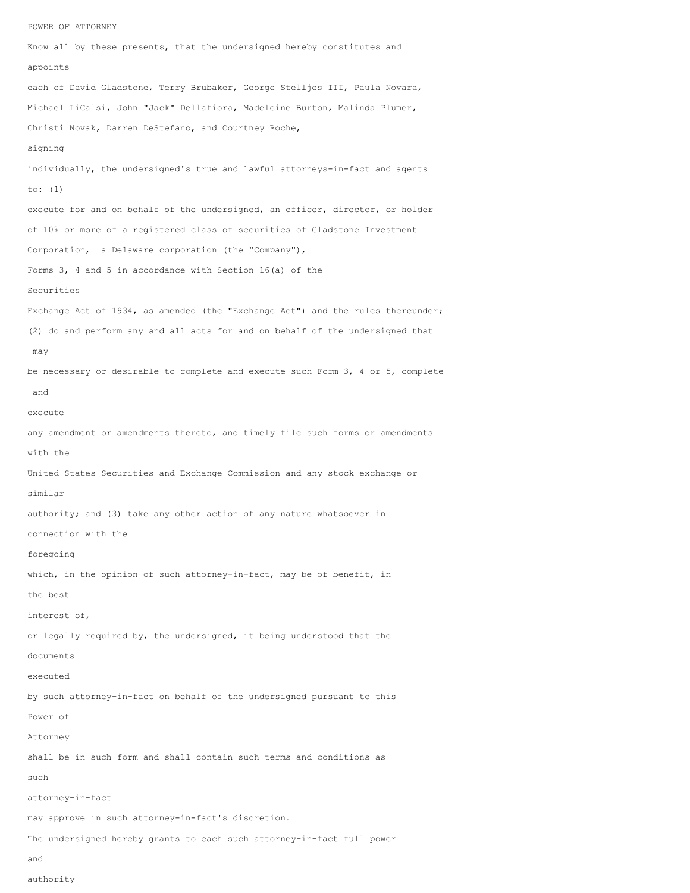POWER OF ATTORNEY

Know all by these presents, that the undersigned hereby constitutes and appoints each of David Gladstone, Terry Brubaker, George Stelljes III, Paula Novara, Michael LiCalsi, John "Jack" Dellafiora, Madeleine Burton, Malinda Plumer, Christi Novak, Darren DeStefano, and Courtney Roche, signing individually, the undersigned's true and lawful attorneys-in-fact and agents to: (1) execute for and on behalf of the undersigned, an officer, director, or holder of 10% or more of a registered class of securities of Gladstone Investment Corporation, a Delaware corporation (the "Company"), Forms 3, 4 and 5 in accordance with Section 16(a) of the Securities Exchange Act of 1934, as amended (the "Exchange Act") and the rules thereunder; (2) do and perform any and all acts for and on behalf of the undersigned that may be necessary or desirable to complete and execute such Form 3, 4 or 5, complete and execute any amendment or amendments thereto, and timely file such forms or amendments with the United States Securities and Exchange Commission and any stock exchange or similar authority; and (3) take any other action of any nature whatsoever in connection with the foregoing which, in the opinion of such attorney-in-fact, may be of benefit, in the best interest of, or legally required by, the undersigned, it being understood that the documents executed by such attorney-in-fact on behalf of the undersigned pursuant to this Power of Attorney shall be in such form and shall contain such terms and conditions as such attorney-in-fact may approve in such attorney-in-fact's discretion.

The undersigned hereby grants to each such attorney-in-fact full power and authority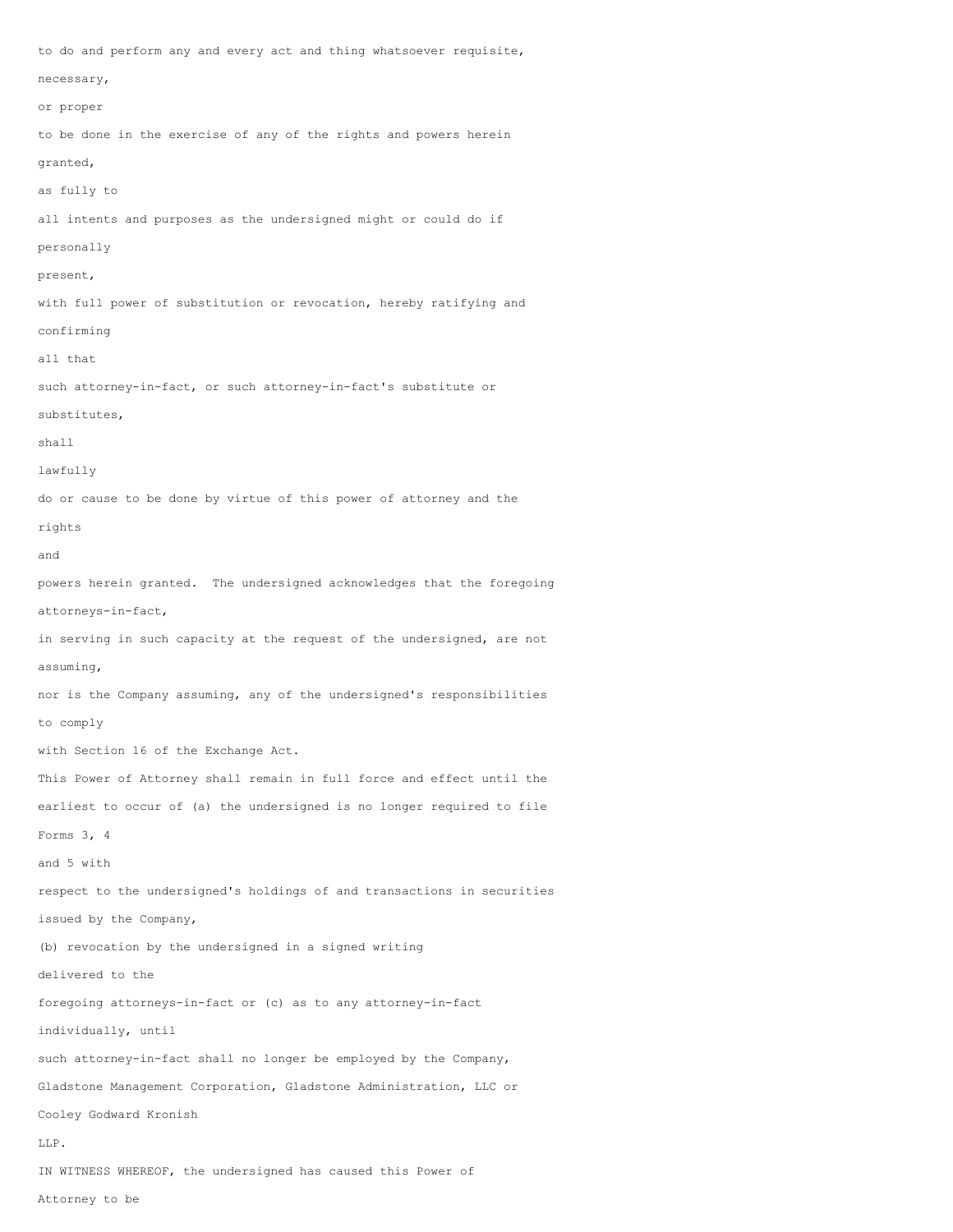to do and perform any and every act and thing whatsoever requisite, necessary, or proper to be done in the exercise of any of the rights and powers herein granted, as fully to all intents and purposes as the undersigned might or could do if personally present, with full power of substitution or revocation, hereby ratifying and confirming all that such attorney-in-fact, or such attorney-in-fact's substitute or substitutes, shall lawfully do or cause to be done by virtue of this power of attorney and the rights and powers herein granted. The undersigned acknowledges that the foregoing attorneys-in-fact, in serving in such capacity at the request of the undersigned, are not assuming, nor is the Company assuming, any of the undersigned's responsibilities to comply with Section 16 of the Exchange Act.

This Power of Attorney shall remain in full force and effect until the earliest to occur of (a) the undersigned is no longer required to file Forms 3, 4 and 5 with respect to the undersigned's holdings of and transactions in securities issued by the Company, (b) revocation by the undersigned in a signed writing delivered to the foregoing attorneys-in-fact or (c) as to any attorney-in-fact individually, until such attorney-in-fact shall no longer be employed by the Company, Gladstone Management Corporation, Gladstone Administration, LLC or Cooley Godward Kronish LLP.

IN WITNESS WHEREOF, the undersigned has caused this Power of Attorney to be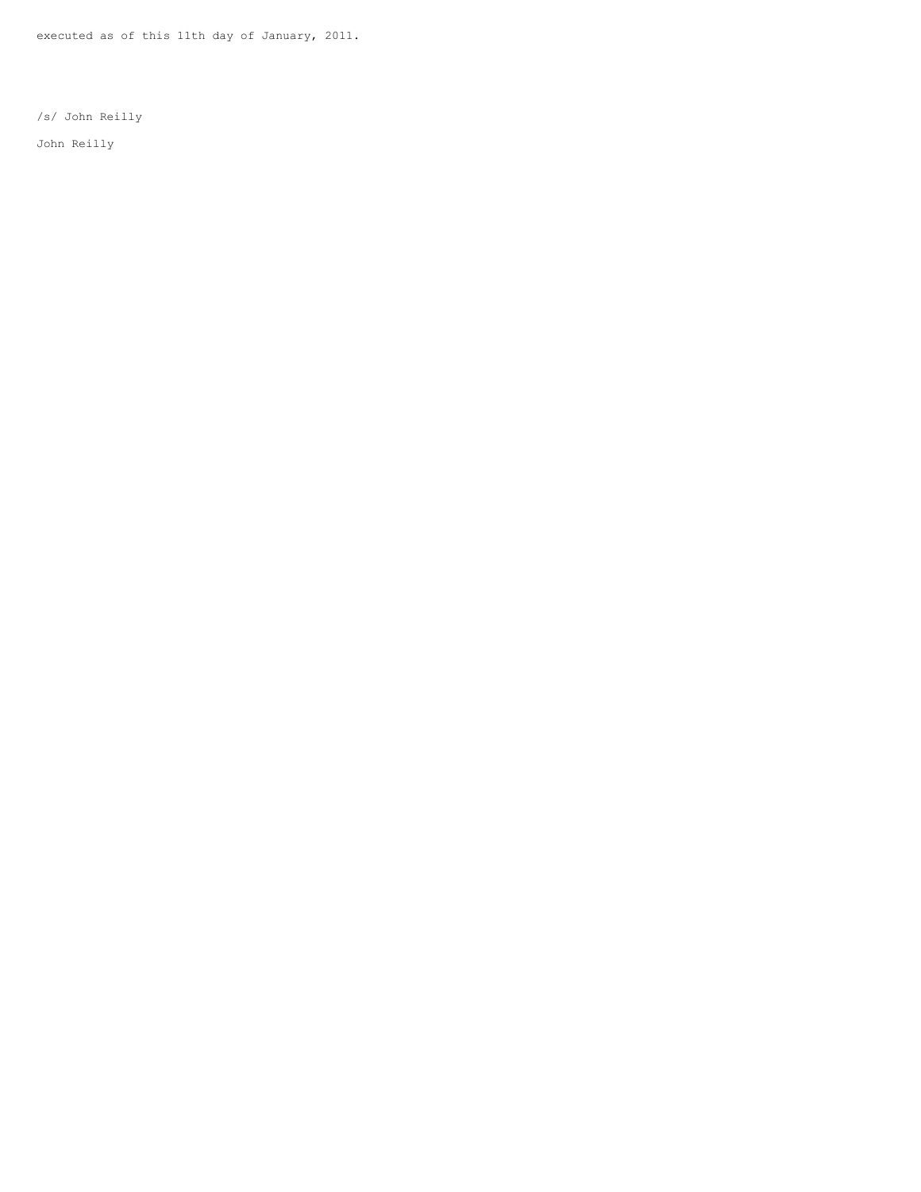executed as of this 11th day of January, 2011.

/s/ John Reilly

John Reilly